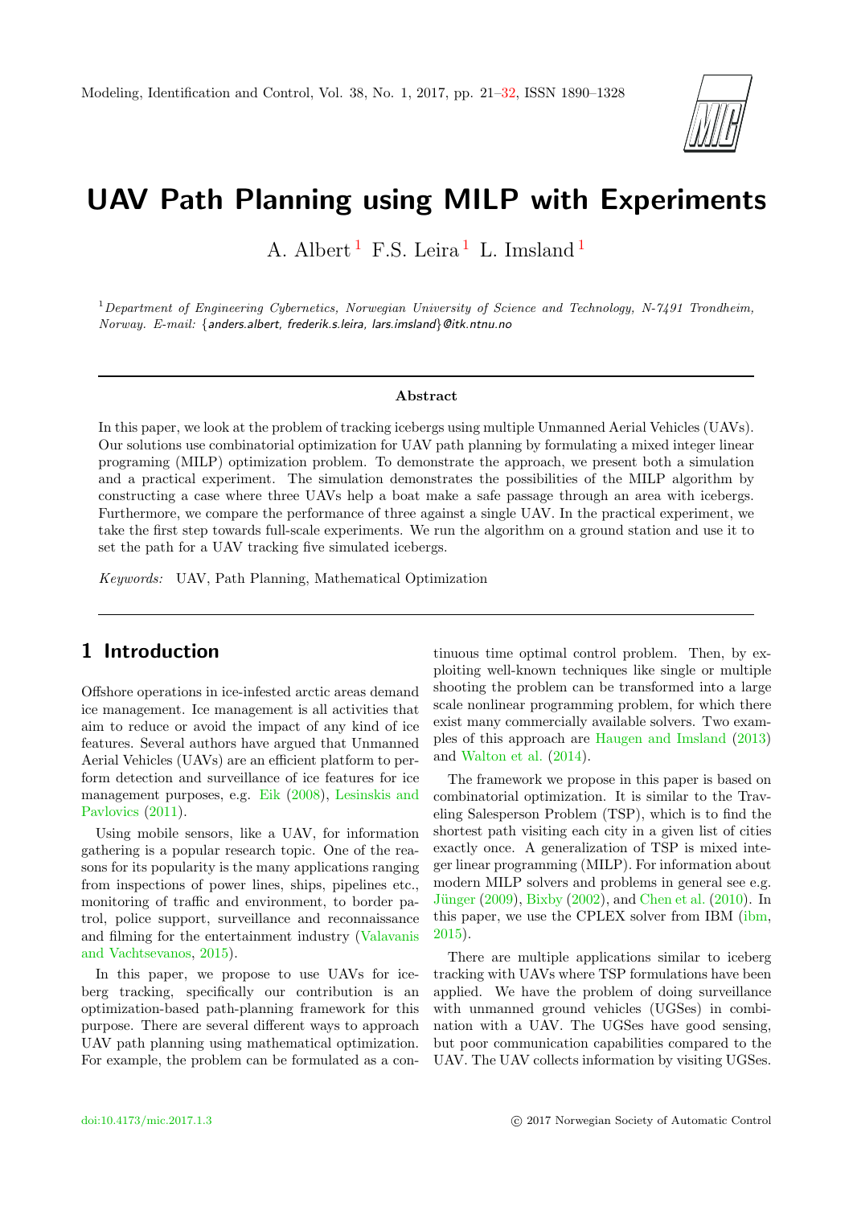# UAV Path Planning using MILP with Experiments

A. Albert [1] F.S. Leira [1] L. Imsland [1]

[1] *Department of Engineering Cybernetics, Norwegian University of Science and Technology, N-7491 Trondheim, Norway. E-mail:* {anders.albert, frederik.s.leira, lars.imsland}@itk.ntnu.no

## Abstract

In this paper, we look at the problem of tracking icebergs using multiple Unmanned Aerial Vehicles (UAVs). Our solutions use combinatorial optimization for UAV path planning by formulating a mixed integer linear programing (MILP) optimization problem. To demonstrate the approach, we present both a simulation and a practical experiment. The simulation demonstrates the possibilities of the MILP algorithm by constructing a case where three UAVs help a boat make a safe passage through an area with icebergs. Furthermore, we compare the performance of three against a single UAV. In the practical experiment, we take the first step towards full-scale experiments. We run the algorithm on a ground station and use it to set the path for a UAV tracking five simulated icebergs.

*Keywords:* UAV, Path Planning, Mathematical Optimization

## 1 Introduction

Offshore operations in ice-infested arctic areas demand ice management. Ice management is all activities that aim to reduce or avoid the impact of any kind of ice features. Several authors have argued that Unmanned Aerial Vehicles (UAVs) are an efficient platform to perform detection and surveillance of ice features for ice management purposes, e.g. Eik (2008), Lesinskis and Pavlovics (2011).

Using mobile sensors, like a UAV, for information gathering is a popular research topic. One of the reasons for its popularity is the many applications ranging from inspections of power lines, ships, pipelines etc., monitoring of traffic and environment, to border patrol, police support, surveillance and reconnaissance and filming for the entertainment industry (Valavanis and Vachtsevanos, 2015).

In this paper, we propose to use UAVs for iceberg tracking, specifically our contribution is an optimization-based path-planning framework for this purpose. There are several different ways to approach UAV path planning using mathematical optimization. For example, the problem can be formulated as a continuous time optimal control problem. Then, by exploiting well-known techniques like single or multiple shooting the problem can be transformed into a large scale nonlinear programming problem, for which there exist many commercially available solvers. Two examples of this approach are Haugen and Imsland (2013) and Walton et al. (2014).

The framework we propose in this paper is based on combinatorial optimization. It is similar to the Traveling Salesperson Problem (TSP), which is to find the shortest path visiting each city in a given list of cities exactly once. A generalization of TSP is mixed integer linear programming (MILP). For information about modern MILP solvers and problems in general see e.g. Jünger (2009), Bixby (2002), and Chen et al. (2010). In this paper, we use the CPLEX solver from IBM (ibm, 2015).

There are multiple applications similar to iceberg tracking with UAVs where TSP formulations have been applied. We have the problem of doing surveillance with unmanned ground vehicles (UGSes) in combination with a UAV. The UGSes have good sensing, but poor communication capabilities compared to the UAV. The UAV collects information by visiting UGSes.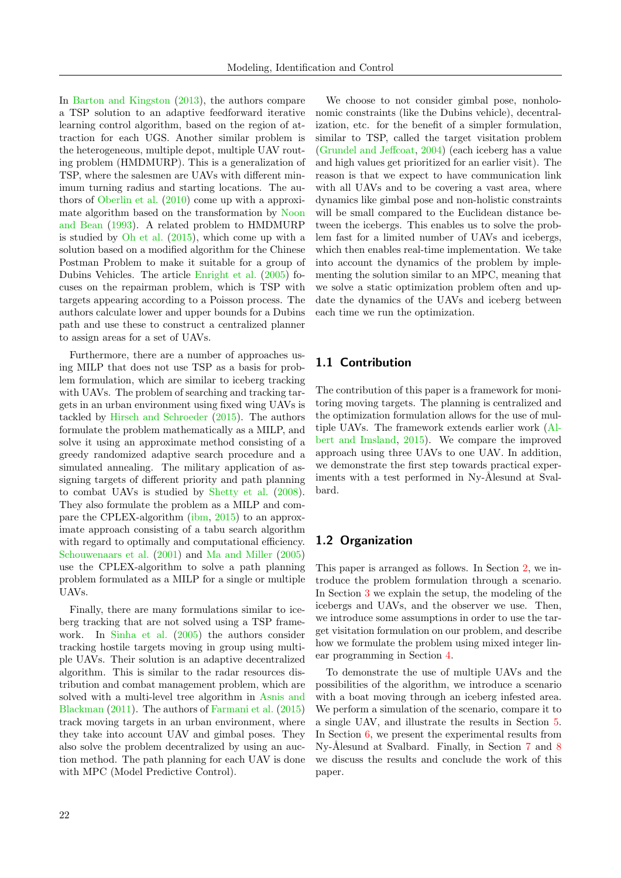In Barton and Kingston (2013), the authors compare a TSP solution to an adaptive feedforward iterative learning control algorithm, based on the region of attraction for each UGS. Another similar problem is the heterogeneous, multiple depot, multiple UAV routing problem (HMDMURP). This is a generalization of TSP, where the salesmen are UAVs with different minimum turning radius and starting locations. The authors of Oberlin et al. (2010) come up with a approximate algorithm based on the transformation by Noon and Bean (1993). A related problem to HMDMURP is studied by Oh et al. (2015), which come up with a solution based on a modified algorithm for the Chinese Postman Problem to make it suitable for a group of Dubins Vehicles. The article Enright et al. (2005) focuses on the repairman problem, which is TSP with targets appearing according to a Poisson process. The authors calculate lower and upper bounds for a Dubins path and use these to construct a centralized planner to assign areas for a set of UAVs.

Furthermore, there are a number of approaches using MILP that does not use TSP as a basis for problem formulation, which are similar to iceberg tracking with UAVs. The problem of searching and tracking targets in an urban environment using fixed wing UAVs is tackled by Hirsch and Schroeder (2015). The authors formulate the problem mathematically as a MILP, and solve it using an approximate method consisting of a greedy randomized adaptive search procedure and a simulated annealing. The military application of assigning targets of different priority and path planning to combat UAVs is studied by Shetty et al. (2008). They also formulate the problem as a MILP and compare the CPLEX-algorithm (ibm, 2015) to an approximate approach consisting of a tabu search algorithm with regard to optimally and computational efficiency. Schouwenaars et al. (2001) and Ma and Miller (2005) use the CPLEX-algorithm to solve a path planning problem formulated as a MILP for a single or multiple UAVs.

Finally, there are many formulations similar to iceberg tracking that are not solved using a TSP framework. In Sinha et al. (2005) the authors consider tracking hostile targets moving in group using multiple UAVs. Their solution is an adaptive decentralized algorithm. This is similar to the radar resources distribution and combat management problem, which are solved with a multi-level tree algorithm in Asnis and Blackman (2011). The authors of Farmani et al. (2015) track moving targets in an urban environment, where they take into account UAV and gimbal poses. They also solve the problem decentralized by using an auction method. The path planning for each UAV is done with MPC (Model Predictive Control).

We choose to not consider gimbal pose, nonholonomic constraints (like the Dubins vehicle), decentralization, etc. for the benefit of a simpler formulation, similar to TSP, called the target visitation problem (Grundel and Jeffcoat, 2004) (each iceberg has a value and high values get prioritized for an earlier visit). The reason is that we expect to have communication link with all UAVs and to be covering a vast area, where dynamics like gimbal pose and non-holistic constraints will be small compared to the Euclidean distance between the icebergs. This enables us to solve the problem fast for a limited number of UAVs and icebergs, which then enables real-time implementation. We take into account the dynamics of the problem by implementing the solution similar to an MPC, meaning that we solve a static optimization problem often and update the dynamics of the UAVs and iceberg between each time we run the optimization.

## 1.1 Contribution

The contribution of this paper is a framework for monitoring moving targets. The planning is centralized and the optimization formulation allows for the use of multiple UAVs. The framework extends earlier work (Albert and Imsland, 2015). We compare the improved approach using three UAVs to one UAV. In addition, we demonstrate the first step towards practical experiments with a test performed in Ny-Ålesund at Svalbard.

## 1.2 Organization

This paper is arranged as follows. In Section 2, we introduce the problem formulation through a scenario. In Section 3 we explain the setup, the modeling of the icebergs and UAVs, and the observer we use. Then, we introduce some assumptions in order to use the target visitation formulation on our problem, and describe how we formulate the problem using mixed integer linear programming in Section 4.

To demonstrate the use of multiple UAVs and the possibilities of the algorithm, we introduce a scenario with a boat moving through an iceberg infested area. We perform a simulation of the scenario, compare it to a single UAV, and illustrate the results in Section 5. In Section 6, we present the experimental results from Ny-Ålesund at Svalbard. Finally, in Section 7 and 8 we discuss the results and conclude the work of this paper.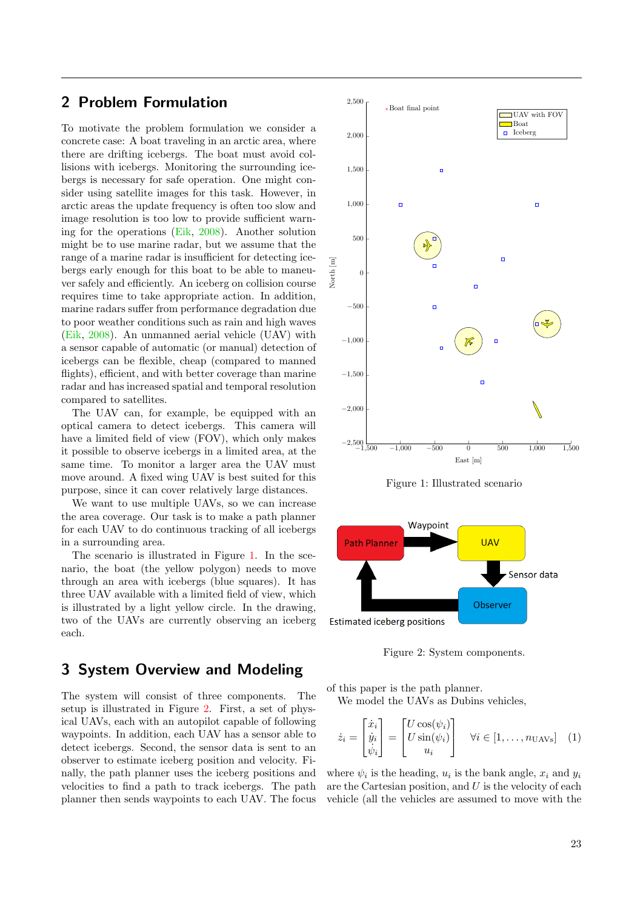## 2 Problem Formulation

To motivate the problem formulation we consider a concrete case: A boat traveling in an arctic area, where there are drifting icebergs. The boat must avoid collisions with icebergs. Monitoring the surrounding icebergs is necessary for safe operation. One might consider using satellite images for this task. However, in arctic areas the update frequency is often too slow and image resolution is too low to provide sufficient warning for the operations (Eik, 2008). Another solution might be to use marine radar, but we assume that the range of a marine radar is insufficient for detecting icebergs early enough for this boat to be able to maneuver safely and efficiently. An iceberg on collision course requires time to take appropriate action. In addition, marine radars suffer from performance degradation due to poor weather conditions such as rain and high waves (Eik, 2008). An unmanned aerial vehicle (UAV) with a sensor capable of automatic (or manual) detection of icebergs can be flexible, cheap (compared to manned flights), efficient, and with better coverage than marine radar and has increased spatial and temporal resolution compared to satellites.

The UAV can, for example, be equipped with an optical camera to detect icebergs. This camera will have a limited field of view (FOV), which only makes it possible to observe icebergs in a limited area, at the same time. To monitor a larger area the UAV must move around. A fixed wing UAV is best suited for this purpose, since it can cover relatively large distances.

We want to use multiple UAVs, so we can increase the area coverage. Our task is to make a path planner for each UAV to do continuous tracking of all icebergs in a surrounding area.

The scenario is illustrated in Figure 1. In the scenario, the boat (the yellow polygon) needs to move through an area with icebergs (blue squares). It has three UAV available with a limited field of view, which is illustrated by a light yellow circle. In the drawing, two of the UAVs are currently observing an iceberg each.

Figure 1: Illustrated scenario

Figure 2: System components.

## 3 System Overview and Modeling

The system will consist of three components. The setup is illustrated in Figure 2. First, a set of physical UAVs, each with an autopilot capable of following waypoints. In addition, each UAV has a sensor able to detect icebergs. Second, the sensor data is sent to an observer to estimate iceberg position and velocity. Finally, the path planner uses the iceberg positions and velocities to find a path to track icebergs. The path planner then sends waypoints to each UAV. The focus of this paper is the path planner.

We model the UAVs as Dubins vehicles,

$$\dot{z}_i = \begin{bmatrix} \dot{x}_i \\ \dot{y}_i \\ \dot{\psi}_i \end{bmatrix} = \begin{bmatrix} U\cos(\psi_i) \\ U\sin(\psi_i) \\ u_i \end{bmatrix} \quad \forall i \in [1, \ldots, n_{\text{UAVs}}] \tag{1}$$

where $\psi_i$ is the heading, $u_i$ is the bank angle, $x_i$ and $y_i$ are the Cartesian position, and $U$ is the velocity of each vehicle (all the vehicles are assumed to move with the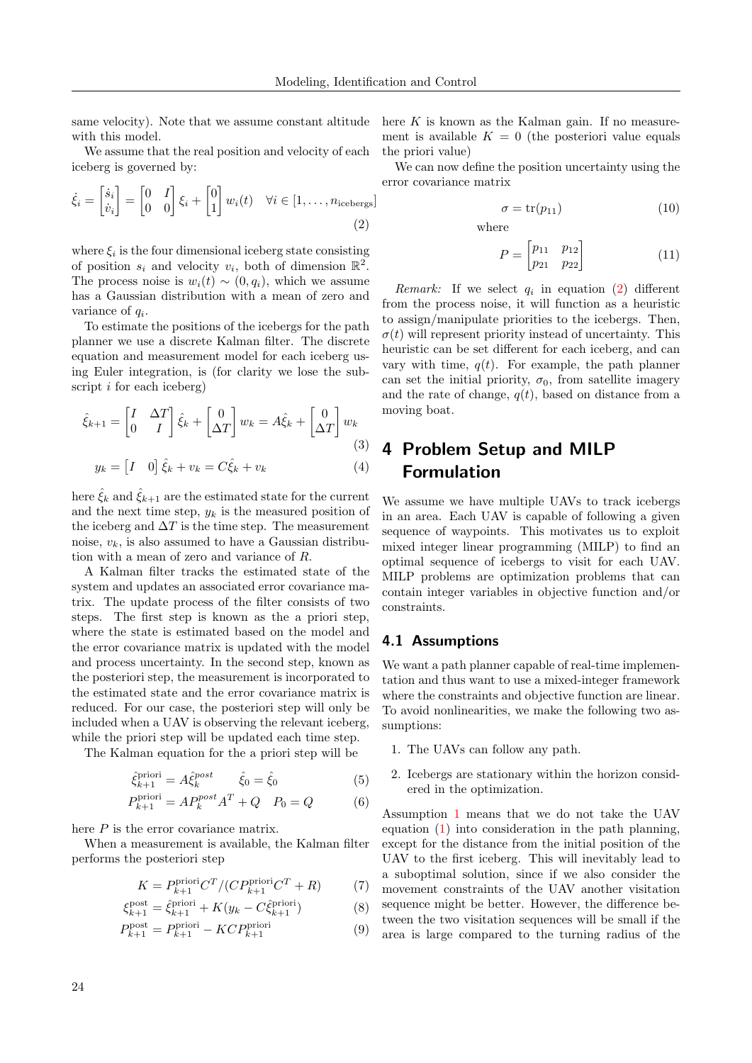same velocity). Note that we assume constant altitude with this model.

We assume that the real position and velocity of each iceberg is governed by:

$$\dot{\xi}_i = \begin{bmatrix} \dot{s}_i \\ \dot{v}_i \end{bmatrix} = \begin{bmatrix} 0 & I \\ 0 & 0 \end{bmatrix} \xi_i + \begin{bmatrix} 0 \\ 1 \end{bmatrix} w_i(t) \quad \forall i \in [1, \ldots, n_{\text{icebergs}}] \tag{2}$$

where $\xi_i$ is the four dimensional iceberg state consisting of position $s_i$ and velocity $v_i$, both of dimension $\mathbb{R}^2$. The process noise is $w_i(t) \sim (0, q_i)$, which we assume has a Gaussian distribution with a mean of zero and variance of $q_i$.

To estimate the positions of the icebergs for the path planner we use a discrete Kalman filter. The discrete equation and measurement model for each iceberg using Euler integration, is (for clarity we lose the subscript $i$ for each iceberg)

$$\hat{\xi}_{k+1} = \begin{bmatrix} I & \Delta T \\ 0 & I \end{bmatrix} \hat{\xi}_k + \begin{bmatrix} 0 \\ \Delta T \end{bmatrix} w_k = A\hat{\xi}_k + \begin{bmatrix} 0 \\ \Delta T \end{bmatrix} w_k \tag{3}$$

$$y_k = \begin{bmatrix} I & 0 \end{bmatrix} \hat{\xi}_k + v_k = C\hat{\xi}_k + v_k \tag{4}$$

here $\hat{\xi}_k$ and $\hat{\xi}_{k+1}$ are the estimated state for the current and the next time step, $y_k$ is the measured position of the iceberg and $\Delta T$ is the time step. The measurement noise, $v_k$, is also assumed to have a Gaussian distribution with a mean of zero and variance of $R$.

A Kalman filter tracks the estimated state of the system and updates an associated error covariance matrix. The update process of the filter consists of two steps. The first step is known as the a priori step, where the state is estimated based on the model and the error covariance matrix is updated with the model and process uncertainty. In the second step, known as the posteriori step, the measurement is incorporated to the estimated state and the error covariance matrix is reduced. For our case, the posteriori step will only be included when a UAV is observing the relevant iceberg, while the priori step will be updated each time step.

The Kalman equation for the a priori step will be

$$\hat{\xi}_{k+1}^{\text{priori}} = A\hat{\xi}_k^{post} \qquad \hat{\xi}_0 = \hat{\xi}_0 \tag{5}$$

$$P_{k+1}^{\text{priori}} = AP_k^{post}A^T + Q \quad P_0 = Q \tag{6}$$

here $P$ is the error covariance matrix.

When a measurement is available, the Kalman filter performs the posteriori step

$$K = P_{k+1}^{\text{priori}}C^T/(CP_{k+1}^{\text{priori}}C^T + R) \tag{7}$$

$$\xi_{k+1}^{\text{post}} = \hat{\xi}_{k+1}^{\text{priori}} + K(y_k - C\hat{\xi}_{k+1}^{\text{priori}}) \tag{8}$$

$$P_{k+1}^{\text{post}} = P_{k+1}^{\text{priori}} - KCP_{k+1}^{\text{priori}} \tag{9}$$

here $K$ is known as the Kalman gain. If no measurement is available $K = 0$ (the posteriori value equals the priori value)

We can now define the position uncertainty using the error covariance matrix

$$\sigma = \text{tr}(p_{11}) \tag{10}$$

where

$$P = \begin{bmatrix} p_{11} & p_{12} \\ p_{21} & p_{22} \end{bmatrix} \tag{11}$$

*Remark:* If we select $q_i$ in equation (2) different from the process noise, it will function as a heuristic to assign/manipulate priorities to the icebergs. Then, $\sigma(t)$ will represent priority instead of uncertainty. This heuristic can be set different for each iceberg, and can vary with time, $q(t)$. For example, the path planner can set the initial priority, $\sigma_0$, from satellite imagery and the rate of change, $q(t)$, based on distance from a moving boat.

# 4 Problem Setup and MILP Formulation

We assume we have multiple UAVs to track icebergs in an area. Each UAV is capable of following a given sequence of waypoints. This motivates us to exploit mixed integer linear programming (MILP) to find an optimal sequence of icebergs to visit for each UAV. MILP problems are optimization problems that can contain integer variables in objective function and/or constraints.

## 4.1 Assumptions

We want a path planner capable of real-time implementation and thus want to use a mixed-integer framework where the constraints and objective function are linear. To avoid nonlinearities, we make the following two assumptions:

1. The UAVs can follow any path.
2. Icebergs are stationary within the horizon considered in the optimization.

Assumption 1 means that we do not take the UAV equation (1) into consideration in the path planning, except for the distance from the initial position of the UAV to the first iceberg. This will inevitably lead to a suboptimal solution, since if we also consider the movement constraints of the UAV another visitation sequence might be better. However, the difference between the two visitation sequences will be small if the area is large compared to the turning radius of the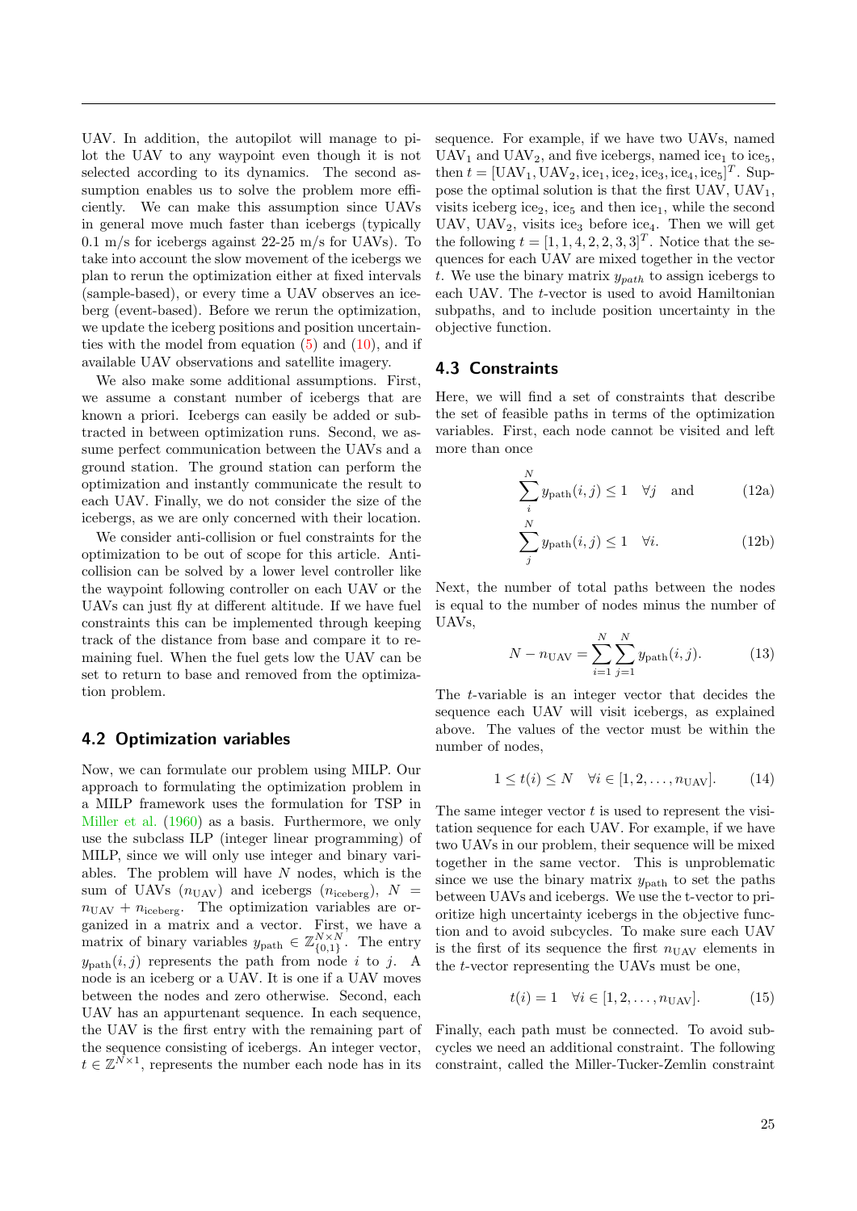UAV. In addition, the autopilot will manage to pilot the UAV to any waypoint even though it is not selected according to its dynamics. The second assumption enables us to solve the problem more efficiently. We can make this assumption since UAVs in general move much faster than icebergs (typically 0.1 m/s for icebergs against 22-25 m/s for UAVs). To take into account the slow movement of the icebergs we plan to rerun the optimization either at fixed intervals (sample-based), or every time a UAV observes an iceberg (event-based). Before we rerun the optimization, we update the iceberg positions and position uncertainties with the model from equation (5) and (10), and if available UAV observations and satellite imagery.

We also make some additional assumptions. First, we assume a constant number of icebergs that are known a priori. Icebergs can easily be added or subtracted in between optimization runs. Second, we assume perfect communication between the UAVs and a ground station. The ground station can perform the optimization and instantly communicate the result to each UAV. Finally, we do not consider the size of the icebergs, as we are only concerned with their location.

We consider anti-collision or fuel constraints for the optimization to be out of scope for this article. Anti-collision can be solved by a lower level controller like the waypoint following controller on each UAV or the UAVs can just fly at different altitude. If we have fuel constraints this can be implemented through keeping track of the distance from base and compare it to remaining fuel. When the fuel gets low the UAV can be set to return to base and removed from the optimization problem.

## 4.2 Optimization variables

Now, we can formulate our problem using MILP. Our approach to formulating the optimization problem in a MILP framework uses the formulation for TSP in Miller et al. (1960) as a basis. Furthermore, we only use the subclass ILP (integer linear programming) of MILP, since we will only use integer and binary variables. The problem will have $N$ nodes, which is the sum of UAVs ($n_{\text{UAV}}$) and icebergs ($n_{\text{iceberg}}$), $N = n_{\text{UAV}} + n_{\text{iceberg}}$. The optimization variables are organized in a matrix and a vector. First, we have a matrix of binary variables $y_{\text{path}} \in \mathbb{Z}^{N\times N}_{\{0,1\}}$. The entry $y_{\text{path}}(i,j)$ represents the path from node $i$ to $j$. A node is an iceberg or a UAV. It is one if a UAV moves between the nodes and zero otherwise. Second, each UAV has an appurtenant sequence. In each sequence, the UAV is the first entry with the remaining part of the sequence consisting of icebergs. An integer vector, $t \in \mathbb{Z}^{N\times 1}$, represents the number each node has in its sequence. For example, if we have two UAVs, named $\text{UAV}_1$ and $\text{UAV}_2$, and five icebergs, named $\text{ice}_1$ to $\text{ice}_5$, then $t = [\text{UAV}_1, \text{UAV}_2, \text{ice}_1, \text{ice}_2, \text{ice}_3, \text{ice}_4, \text{ice}_5]^T$. Suppose the optimal solution is that the first UAV, $\text{UAV}_1$, visits iceberg $\text{ice}_2$, $\text{ice}_5$ and then $\text{ice}_1$, while the second UAV, $\text{UAV}_2$, visits $\text{ice}_3$ before $\text{ice}_4$. Then we will get the following $t = [1, 1, 4, 2, 2, 3, 3]^T$. Notice that the sequences for each UAV are mixed together in the vector $t$. We use the binary matrix $y_{path}$ to assign icebergs to each UAV. The $t$-vector is used to avoid Hamiltonian subpaths, and to include position uncertainty in the objective function.

## 4.3 Constraints

Here, we will find a set of constraints that describe the set of feasible paths in terms of the optimization variables. First, each node cannot be visited and left more than once

$$\sum_{i}^{N} y_{\text{path}}(i,j) \leq 1 \quad \forall j \quad \text{and} \tag{12a}$$

$$\sum_{j}^{N} y_{\text{path}}(i,j) \leq 1 \quad \forall i. \tag{12b}$$

Next, the number of total paths between the nodes is equal to the number of nodes minus the number of UAVs,

$$N - n_{\text{UAV}} = \sum_{i=1}^{N} \sum_{j=1}^{N} y_{\text{path}}(i,j). \tag{13}$$

The $t$-variable is an integer vector that decides the sequence each UAV will visit icebergs, as explained above. The values of the vector must be within the number of nodes,

$$1 \leq t(i) \leq N \quad \forall i \in [1, 2, \ldots, n_{\text{UAV}}]. \tag{14}$$

The same integer vector $t$ is used to represent the visitation sequence for each UAV. For example, if we have two UAVs in our problem, their sequence will be mixed together in the same vector. This is unproblematic since we use the binary matrix $y_{\text{path}}$ to set the paths between UAVs and icebergs. We use the t-vector to prioritize high uncertainty icebergs in the objective function and to avoid subcycles. To make sure each UAV is the first of its sequence the first $n_{\text{UAV}}$ elements in the $t$-vector representing the UAVs must be one,

$$t(i) = 1 \quad \forall i \in [1, 2, \ldots, n_{\text{UAV}}]. \tag{15}$$

Finally, each path must be connected. To avoid subcycles we need an additional constraint. The following constraint, called the Miller-Tucker-Zemlin constraint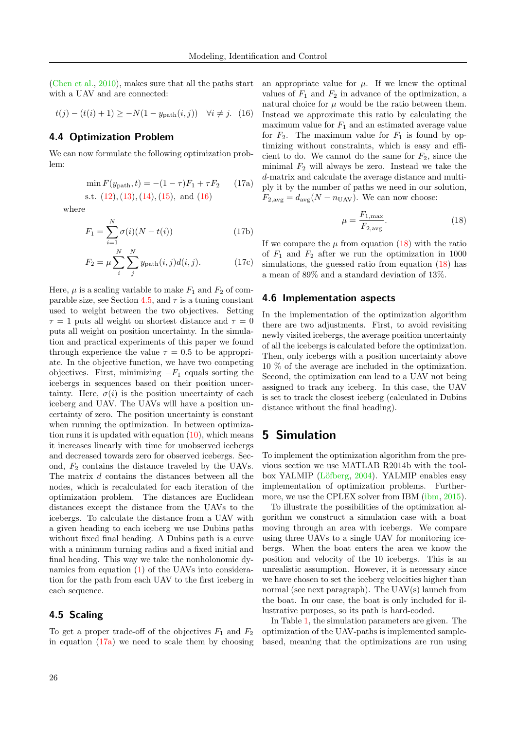(Chen et al., 2010), makes sure that all the paths start with a UAV and are connected:

$$t(j) - (t(i) + 1) \geq -N(1 - y_{\text{path}}(i, j)) \quad \forall i \neq j. \quad (16)$$

## 4.4 Optimization Problem

We can now formulate the following optimization problem:

$$\min F(y_{\text{path}}, t) = -(1 - \tau)F_1 + \tau F_2 \quad (17a)$$
$$\text{s.t. } (12), (13), (14), (15), \text{ and } (16)$$

where

$$F_1 = \sum_{i=1}^{N} \sigma(i)(N - t(i)) \quad (17b)$$

$$F_2 = \mu \sum_{i}^{N} \sum_{j}^{N} y_{\text{path}}(i, j) d(i, j). \quad (17c)$$

Here, $\mu$ is a scaling variable to make $F_1$ and $F_2$ of comparable size, see Section 4.5, and $\tau$ is a tuning constant used to weight between the two objectives. Setting $\tau = 1$ puts all weight on shortest distance and $\tau = 0$ puts all weight on position uncertainty. In the simulation and practical experiments of this paper we found through experience the value $\tau = 0.5$ to be appropriate. In the objective function, we have two competing objectives. First, minimizing $-F_1$ equals sorting the icebergs in sequences based on their position uncertainty. Here, $\sigma(i)$ is the position uncertainty of each iceberg and UAV. The UAVs will have a position uncertainty of zero. The position uncertainty is constant when running the optimization. In between optimization runs it is updated with equation (10), which means it increases linearly with time for unobserved icebergs and decreased towards zero for observed icebergs. Second, $F_2$ contains the distance traveled by the UAVs. The matrix $d$ contains the distances between all the nodes, which is recalculated for each iteration of the optimization problem. The distances are Euclidean distances except the distance from the UAVs to the icebergs. To calculate the distance from a UAV with a given heading to each iceberg we use Dubins paths without fixed final heading. A Dubins path is a curve with a minimum turning radius and a fixed initial and final heading. This way we take the nonholonomic dynamics from equation (1) of the UAVs into consideration for the path from each UAV to the first iceberg in each sequence.

## 4.5 Scaling

To get a proper trade-off of the objectives $F_1$ and $F_2$ in equation (17a) we need to scale them by choosing an appropriate value for $\mu$. If we knew the optimal values of $F_1$ and $F_2$ in advance of the optimization, a natural choice for $\mu$ would be the ratio between them. Instead we approximate this ratio by calculating the maximum value for $F_1$ and an estimated average value for $F_2$. The maximum value for $F_1$ is found by optimizing without constraints, which is easy and efficient to do. We cannot do the same for $F_2$, since the minimal $F_2$ will always be zero. Instead we take the $d$-matrix and calculate the average distance and multiply it by the number of paths we need in our solution, $F_{2,\text{avg}} = d_{\text{avg}}(N - n_{\text{UAV}})$. We can now choose:

$$\mu = \frac{F_{1,\max}}{F_{2,\text{avg}}}. \quad (18)$$

If we compare the $\mu$ from equation (18) with the ratio of $F_1$ and $F_2$ after we run the optimization in 1000 simulations, the guessed ratio from equation (18) has a mean of 89% and a standard deviation of 13%.

## 4.6 Implementation aspects

In the implementation of the optimization algorithm there are two adjustments. First, to avoid revisiting newly visited icebergs, the average position uncertainty of all the icebergs is calculated before the optimization. Then, only icebergs with a position uncertainty above 10 % of the average are included in the optimization. Second, the optimization can lead to a UAV not being assigned to track any iceberg. In this case, the UAV is set to track the closest iceberg (calculated in Dubins distance without the final heading).

# 5 Simulation

To implement the optimization algorithm from the previous section we use MATLAB R2014b with the toolbox YALMIP (Löfberg, 2004). YALMIP enables easy implementation of optimization problems. Furthermore, we use the CPLEX solver from IBM (ibm, 2015).

To illustrate the possibilities of the optimization algorithm we construct a simulation case with a boat moving through an area with icebergs. We compare using three UAVs to a single UAV for monitoring icebergs. When the boat enters the area we know the position and velocity of the 10 icebergs. This is an unrealistic assumption. However, it is necessary since we have chosen to set the iceberg velocities higher than normal (see next paragraph). The UAV(s) launch from the boat. In our case, the boat is only included for illustrative purposes, so its path is hard-coded.

In Table 1, the simulation parameters are given. The optimization of the UAV-paths is implemented sample-based, meaning that the optimizations are run using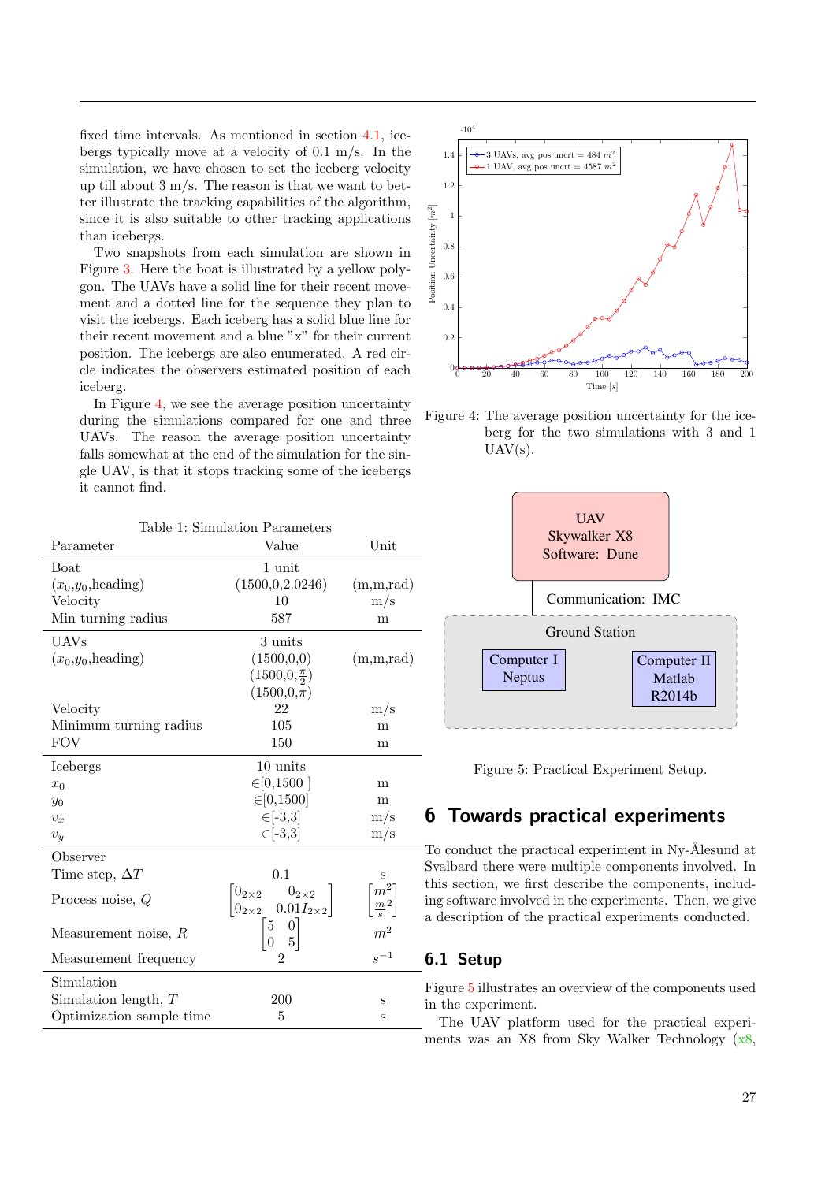fixed time intervals. As mentioned in section 4.1, icebergs typically move at a velocity of 0.1 m/s. In the simulation, we have chosen to set the iceberg velocity up till about 3 m/s. The reason is that we want to better illustrate the tracking capabilities of the algorithm, since it is also suitable to other tracking applications than icebergs.

Two snapshots from each simulation are shown in Figure 3. Here the boat is illustrated by a yellow polygon. The UAVs have a solid line for their recent movement and a dotted line for the sequence they plan to visit the icebergs. Each iceberg has a solid blue line for their recent movement and a blue "x" for their current position. The icebergs are also enumerated. A red circle indicates the observers estimated position of each iceberg.

In Figure 4, we see the average position uncertainty during the simulations compared for one and three UAVs. The reason the average position uncertainty falls somewhat at the end of the simulation for the single UAV, is that it stops tracking some of the icebergs it cannot find.

Table 1: Simulation Parameters

| Parameter | Value | Unit |
|---|---|---|
| Boat | 1 unit | |
| ($x_0$,$y_0$,heading) | (1500,0,2.0246) | (m,m,rad) |
| Velocity | 10 | m/s |
| Min turning radius | 587 | m |
| UAVs | 3 units | |
| ($x_0$,$y_0$,heading) | (1500,0,0) | (m,m,rad) |
| | (1500,0,$\frac{\pi}{2}$) | |
| | (1500,0,$\pi$) | |
| Velocity | 22 | m/s |
| Minimum turning radius | 105 | m |
| FOV | 150 | m |
| Icebergs | 10 units | |
| $x_0$ | $\in$[0,1500 ] | m |
| $y_0$ | $\in$[0,1500] | m |
| $v_x$ | $\in$[-3,3] | m/s |
| $v_y$ | $\in$[-3,3] | m/s |
| Observer | | |
| Time step, $\Delta T$ | 0.1 | s |
| Process noise, $Q$ | $\begin{bmatrix} 0_{2\times2} & 0_{2\times2} \\ 0_{2\times2} & 0.01 I_{2\times2} \end{bmatrix}$ | $\begin{bmatrix} m^2 \\ \frac{m}{s}^2 \end{bmatrix}$ |
| Measurement noise, $R$ | $\begin{bmatrix} 5 & 0 \\ 0 & 5 \end{bmatrix}$ | $m^2$ |
| Measurement frequency | 2 | $s^{-1}$ |
| Simulation | | |
| Simulation length, $T$ | 200 | s |
| Optimization sample time | 5 | s |

Figure 4: The average position uncertainty for the iceberg for the two simulations with 3 and 1 UAV(s).

Figure 5: Practical Experiment Setup.

## 6 Towards practical experiments

To conduct the practical experiment in Ny-Ålesund at Svalbard there were multiple components involved. In this section, we first describe the components, including software involved in the experiments. Then, we give a description of the practical experiments conducted.

### 6.1 Setup

Figure 5 illustrates an overview of the components used in the experiment.

The UAV platform used for the practical experiments was an X8 from Sky Walker Technology (x8,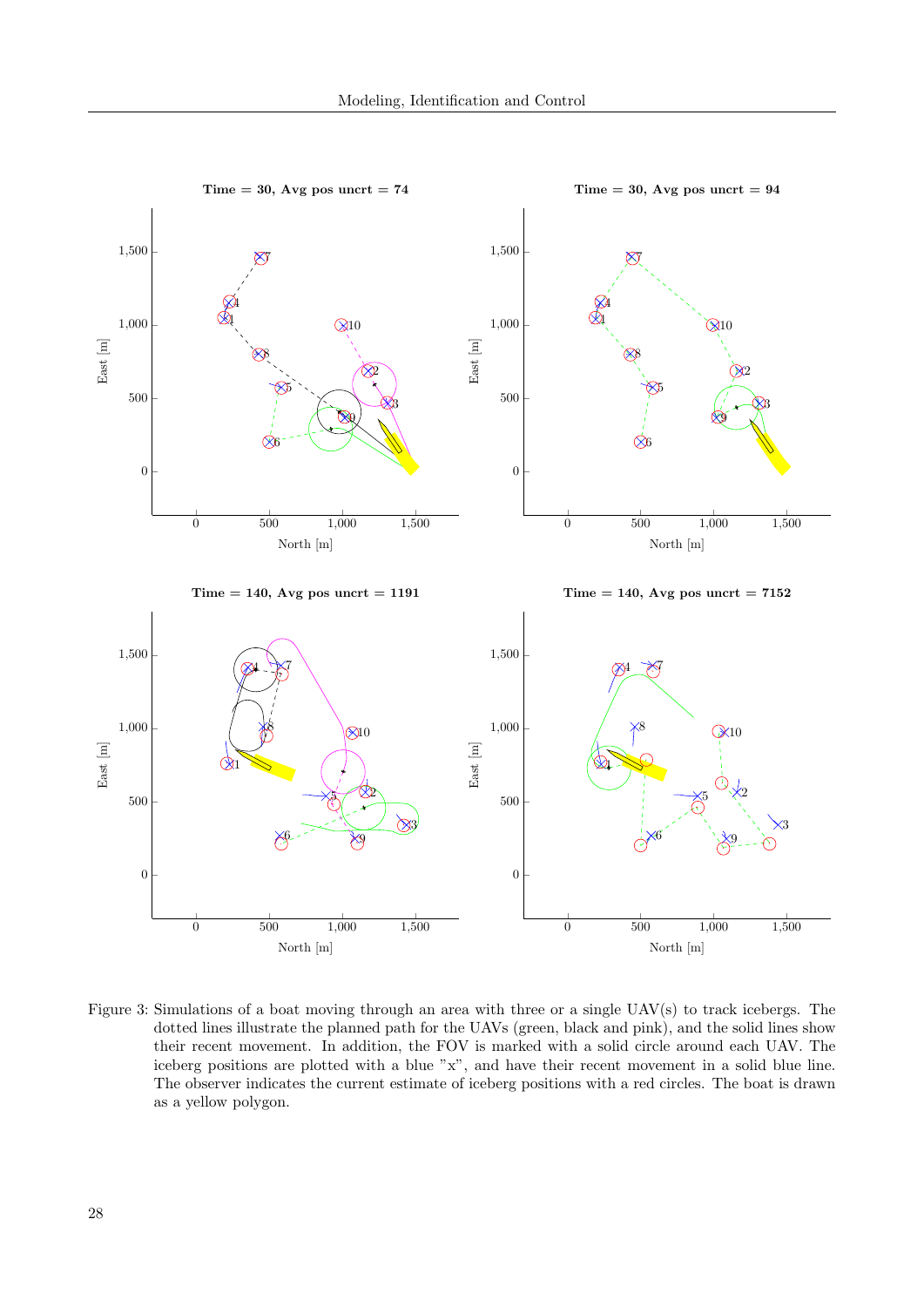Figure 3: Simulations of a boat moving through an area with three or a single UAV(s) to track icebergs. The dotted lines illustrate the planned path for the UAVs (green, black and pink), and the solid lines show their recent movement. In addition, the FOV is marked with a solid circle around each UAV. The iceberg positions are plotted with a blue "x", and have their recent movement in a solid blue line. The observer indicates the current estimate of iceberg positions with a red circles. The boat is drawn as a yellow polygon.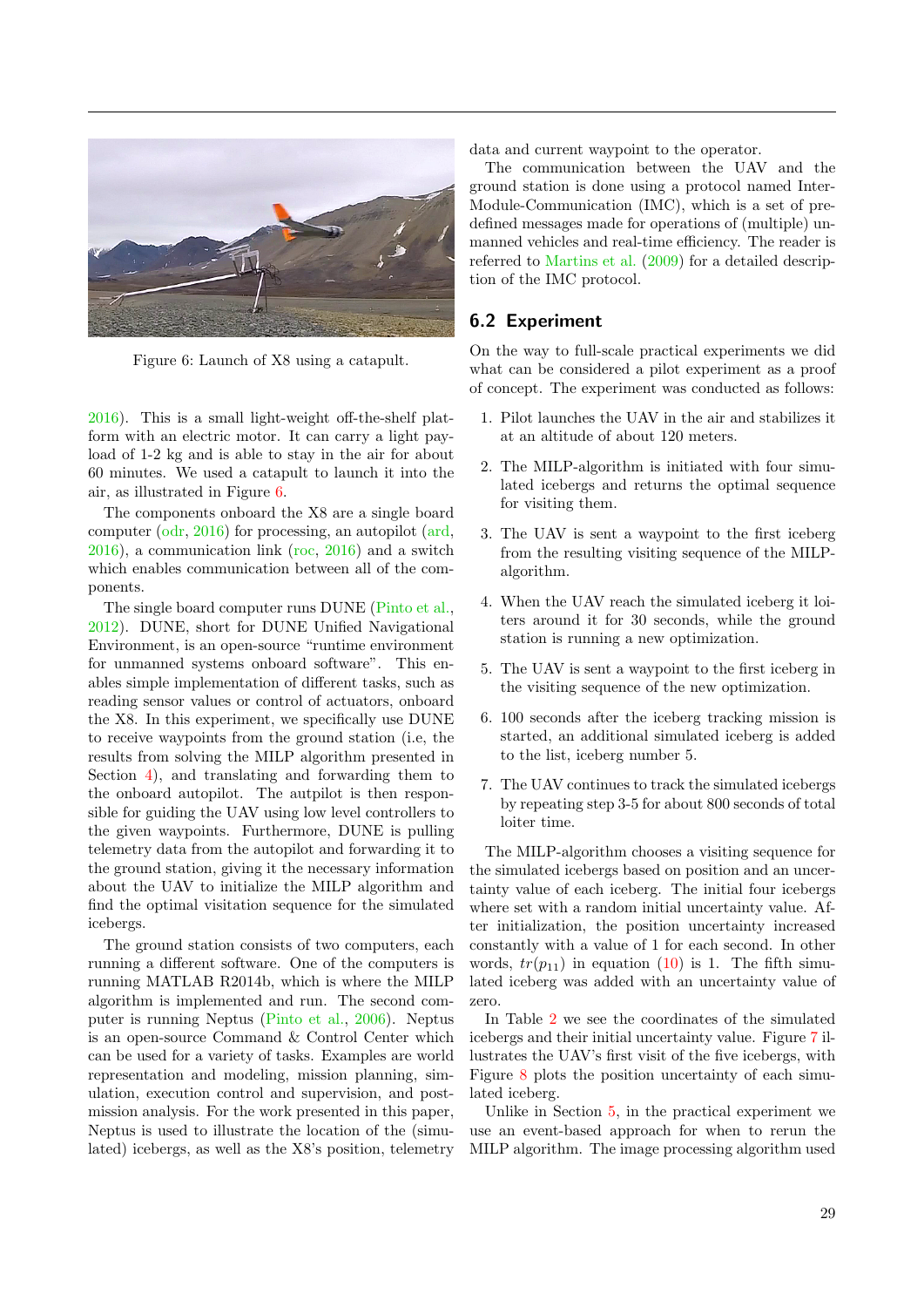Figure 6: Launch of X8 using a catapult.

2016). This is a small light-weight off-the-shelf platform with an electric motor. It can carry a light payload of 1-2 kg and is able to stay in the air for about 60 minutes. We used a catapult to launch it into the air, as illustrated in Figure 6.

The components onboard the X8 are a single board computer (odr, 2016) for processing, an autopilot (ard, 2016), a communication link (roc, 2016) and a switch which enables communication between all of the components.

The single board computer runs DUNE (Pinto et al., 2012). DUNE, short for DUNE Unified Navigational Environment, is an open-source "runtime environment for unmanned systems onboard software". This enables simple implementation of different tasks, such as reading sensor values or control of actuators, onboard the X8. In this experiment, we specifically use DUNE to receive waypoints from the ground station (i.e, the results from solving the MILP algorithm presented in Section 4), and translating and forwarding them to the onboard autopilot. The autpilot is then responsible for guiding the UAV using low level controllers to the given waypoints. Furthermore, DUNE is pulling telemetry data from the autopilot and forwarding it to the ground station, giving it the necessary information about the UAV to initialize the MILP algorithm and find the optimal visitation sequence for the simulated icebergs.

The ground station consists of two computers, each running a different software. One of the computers is running MATLAB R2014b, which is where the MILP algorithm is implemented and run. The second computer is running Neptus (Pinto et al., 2006). Neptus is an open-source Command & Control Center which can be used for a variety of tasks. Examples are world representation and modeling, mission planning, simulation, execution control and supervision, and post-mission analysis. For the work presented in this paper, Neptus is used to illustrate the location of the (simulated) icebergs, as well as the X8's position, telemetry data and current waypoint to the operator.

The communication between the UAV and the ground station is done using a protocol named Inter-Module-Communication (IMC), which is a set of pre-defined messages made for operations of (multiple) unmanned vehicles and real-time efficiency. The reader is referred to Martins et al. (2009) for a detailed description of the IMC protocol.

## 6.2 Experiment

On the way to full-scale practical experiments we did what can be considered a pilot experiment as a proof of concept. The experiment was conducted as follows:

1. Pilot launches the UAV in the air and stabilizes it at an altitude of about 120 meters.
2. The MILP-algorithm is initiated with four simulated icebergs and returns the optimal sequence for visiting them.
3. The UAV is sent a waypoint to the first iceberg from the resulting visiting sequence of the MILP-algorithm.
4. When the UAV reach the simulated iceberg it loiters around it for 30 seconds, while the ground station is running a new optimization.
5. The UAV is sent a waypoint to the first iceberg in the visiting sequence of the new optimization.
6. 100 seconds after the iceberg tracking mission is started, an additional simulated iceberg is added to the list, iceberg number 5.
7. The UAV continues to track the simulated icebergs by repeating step 3-5 for about 800 seconds of total loiter time.

The MILP-algorithm chooses a visiting sequence for the simulated icebergs based on position and an uncertainty value of each iceberg. The initial four icebergs where set with a random initial uncertainty value. After initialization, the position uncertainty increased constantly with a value of 1 for each second. In other words, $tr(p_{11})$ in equation (10) is 1. The fifth simulated iceberg was added with an uncertainty value of zero.

In Table 2 we see the coordinates of the simulated icebergs and their initial uncertainty value. Figure 7 illustrates the UAV's first visit of the five icebergs, with Figure 8 plots the position uncertainty of each simulated iceberg.

Unlike in Section 5, in the practical experiment we use an event-based approach for when to rerun the MILP algorithm. The image processing algorithm used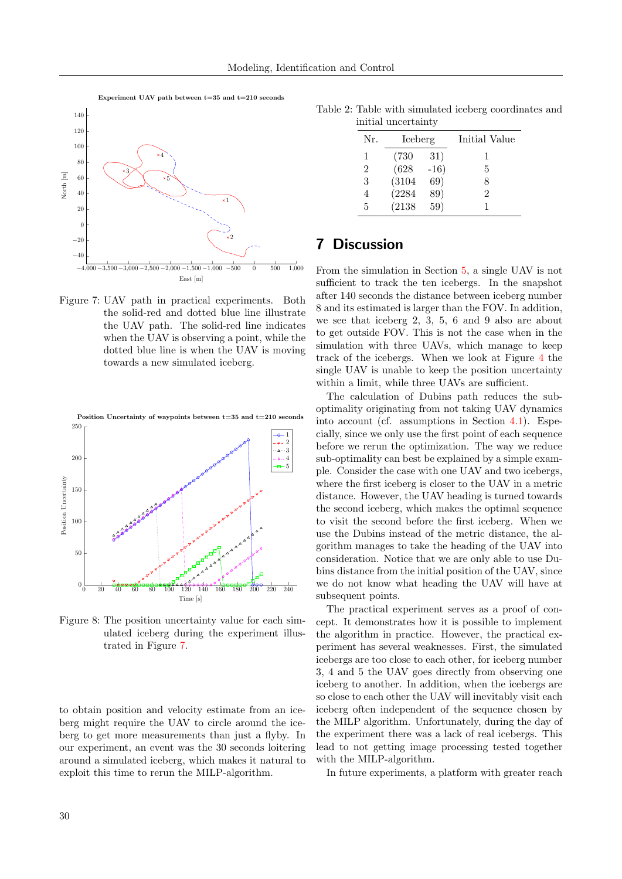Figure 7: UAV path in practical experiments. Both the solid-red and dotted blue line illustrate the UAV path. The solid-red line indicates when the UAV is observing a point, while the dotted blue line is when the UAV is moving towards a new simulated iceberg.

Figure 8: The position uncertainty value for each simulated iceberg during the experiment illustrated in Figure 7.

to obtain position and velocity estimate from an iceberg might require the UAV to circle around the iceberg to get more measurements than just a flyby. In our experiment, an event was the 30 seconds loitering around a simulated iceberg, which makes it natural to exploit this time to rerun the MILP-algorithm.

Table 2: Table with simulated iceberg coordinates and initial uncertainty

| Nr. | Iceberg | Initial Value |
|---|---|---|
| 1 | (730 31) | 1 |
| 2 | (628 -16) | 5 |
| 3 | (3104 69) | 8 |
| 4 | (2284 89) | 2 |
| 5 | (2138 59) | 1 |

## 7 Discussion

From the simulation in Section 5, a single UAV is not sufficient to track the ten icebergs. In the snapshot after 140 seconds the distance between iceberg number 8 and its estimated is larger than the FOV. In addition, we see that iceberg 2, 3, 5, 6 and 9 also are about to get outside FOV. This is not the case when in the simulation with three UAVs, which manage to keep track of the icebergs. When we look at Figure 4 the single UAV is unable to keep the position uncertainty within a limit, while three UAVs are sufficient.

The calculation of Dubins path reduces the sub-optimality originating from not taking UAV dynamics into account (cf. assumptions in Section 4.1). Especially, since we only use the first point of each sequence before we rerun the optimization. The way we reduce the sub-optimality can best be explained by a simple example. Consider the case with one UAV and two icebergs, where the first iceberg is closer to the UAV in a metric distance. However, the UAV heading is turned towards the second iceberg, which makes the optimal sequence to visit the second before the first iceberg. When we use the Dubins instead of the metric distance, the algorithm manages to take the heading of the UAV into consideration. Notice that we are only able to use Dubins distance from the initial position of the UAV, since we do not know what heading the UAV will have at subsequent points.

The practical experiment serves as a proof of concept. It demonstrates how it is possible to implement the algorithm in practice. However, the practical experiment has several weaknesses. First, the simulated icebergs are too close to each other, for iceberg number 3, 4 and 5 the UAV goes directly from observing one iceberg to another. In addition, when the icebergs are so close to each other the UAV will inevitably visit each iceberg often independent of the sequence chosen by the MILP algorithm. Unfortunately, during the day of the experiment there was a lack of real icebergs. This lead to not getting image processing tested together with the MILP-algorithm.

In future experiments, a platform with greater reach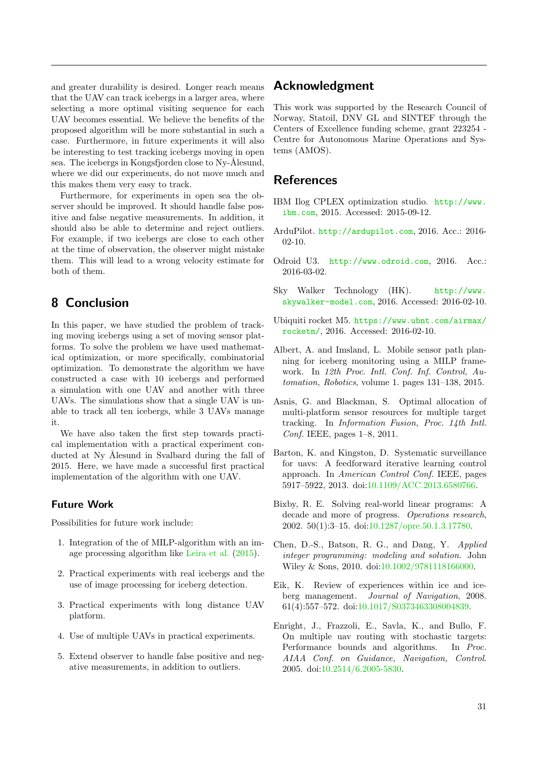and greater durability is desired. Longer reach means that the UAV can track icebergs in a larger area, where selecting a more optimal visiting sequence for each UAV becomes essential. We believe the benefits of the proposed algorithm will be more substantial in such a case. Furthermore, in future experiments it will also be interesting to test tracking icebergs moving in open sea. The icebergs in Kongsfjorden close to Ny-Ålesund, where we did our experiments, do not move much and this makes them very easy to track.

Furthermore, for experiments in open sea the observer should be improved. It should handle false positive and false negative measurements. In addition, it should also be able to determine and reject outliers. For example, if two icebergs are close to each other at the time of observation, the observer might mistake them. This will lead to a wrong velocity estimate for both of them.

# 8 Conclusion

In this paper, we have studied the problem of tracking moving icebergs using a set of moving sensor platforms. To solve the problem we have used mathematical optimization, or more specifically, combinatorial optimization. To demonstrate the algorithm we have constructed a case with 10 icebergs and performed a simulation with one UAV and another with three UAVs. The simulations show that a single UAV is unable to track all ten icebergs, while 3 UAVs manage it.

We have also taken the first step towards practical implementation with a practical experiment conducted at Ny Ålesund in Svalbard during the fall of 2015. Here, we have made a successful first practical implementation of the algorithm with one UAV.

## Future Work

Possibilities for future work include:

1. Integration of the of MILP-algorithm with an image processing algorithm like Leira et al. (2015).
2. Practical experiments with real icebergs and the use of image processing for iceberg detection.
3. Practical experiments with long distance UAV platform.
4. Use of multiple UAVs in practical experiments.
5. Extend observer to handle false positive and negative measurements, in addition to outliers.

# Acknowledgment

This work was supported by the Research Council of Norway, Statoil, DNV GL and SINTEF through the Centers of Excellence funding scheme, grant 223254 - Centre for Autonomous Marine Operations and Systems (AMOS).

# References

IBM Ilog CPLEX optimization studio. http://www.ibm.com, 2015. Accessed: 2015-09-12.

ArduPilot. http://ardupilot.com, 2016. Acc.: 2016-02-10.

Odroid U3. http://www.odroid.com, 2016. Acc.: 2016-03-02.

Sky Walker Technology (HK). http://www.skywalker-model.com, 2016. Accessed: 2016-02-10.

Ubiquiti rocket M5. https://www.ubnt.com/airmax/rocketm/, 2016. Accessed: 2016-02-10.

Albert, A. and Imsland, L. Mobile sensor path planning for iceberg monitoring using a MILP framework. In *12th Proc. Intl. Conf. Inf. Control, Automation, Robotics*, volume 1. pages 131–138, 2015.

Asnis, G. and Blackman, S. Optimal allocation of multi-platform sensor resources for multiple target tracking. In *Information Fusion, Proc. 14th Intl. Conf.* IEEE, pages 1–8, 2011.

Barton, K. and Kingston, D. Systematic surveillance for uavs: A feedforward iterative learning control approach. In *American Control Conf.* IEEE, pages 5917–5922, 2013. doi:10.1109/ACC.2013.6580766.

Bixby, R. E. Solving real-world linear programs: A decade and more of progress. *Operations research*, 2002. 50(1):3–15. doi:10.1287/opre.50.1.3.17780.

Chen, D.-S., Batson, R. G., and Dang, Y. *Applied integer programming: modeling and solution*. John Wiley & Sons, 2010. doi:10.1002/9781118166000.

Eik, K. Review of experiences within ice and iceberg management. *Journal of Navigation*, 2008. 61(4):557–572. doi:10.1017/S0373463308004839.

Enright, J., Frazzoli, E., Savla, K., and Bullo, F. On multiple uav routing with stochastic targets: Performance bounds and algorithms. In *Proc. AIAA Conf. on Guidance, Navigation, Control*. 2005. doi:10.2514/6.2005-5830.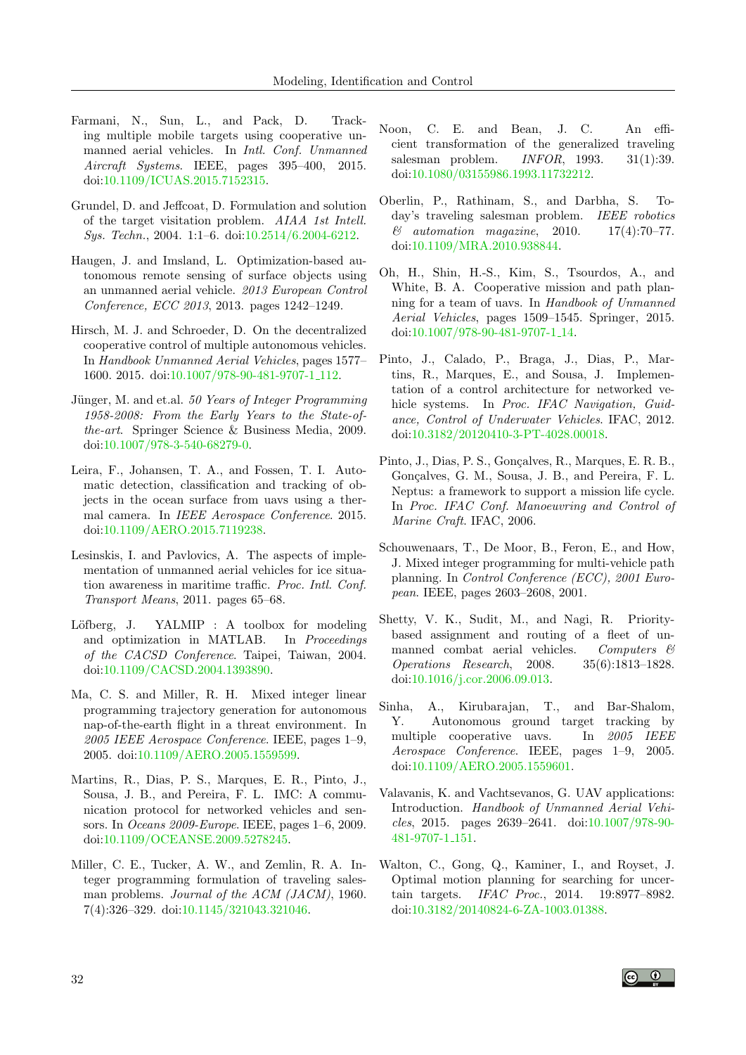Farmani, N., Sun, L., and Pack, D. Tracking multiple mobile targets using cooperative unmanned aerial vehicles. In *Intl. Conf. Unmanned Aircraft Systems*. IEEE, pages 395–400, 2015. doi:10.1109/ICUAS.2015.7152315.

Grundel, D. and Jeffcoat, D. Formulation and solution of the target visitation problem. *AIAA 1st Intell. Sys. Techn.*, 2004. 1:1–6. doi:10.2514/6.2004-6212.

Haugen, J. and Imsland, L. Optimization-based autonomous remote sensing of surface objects using an unmanned aerial vehicle. *2013 European Control Conference, ECC 2013*, 2013. pages 1242–1249.

Hirsch, M. J. and Schroeder, D. On the decentralized cooperative control of multiple autonomous vehicles. In *Handbook Unmanned Aerial Vehicles*, pages 1577–1600. 2015. doi:10.1007/978-90-481-9707-1_112.

Jünger, M. and et.al. *50 Years of Integer Programming 1958-2008: From the Early Years to the State-of-the-art*. Springer Science & Business Media, 2009. doi:10.1007/978-3-540-68279-0.

Leira, F., Johansen, T. A., and Fossen, T. I. Automatic detection, classification and tracking of objects in the ocean surface from uavs using a thermal camera. In *IEEE Aerospace Conference*. 2015. doi:10.1109/AERO.2015.7119238.

Lesinskis, I. and Pavlovics, A. The aspects of implementation of unmanned aerial vehicles for ice situation awareness in maritime traffic. *Proc. Intl. Conf. Transport Means*, 2011. pages 65–68.

Löfberg, J. YALMIP : A toolbox for modeling and optimization in MATLAB. In *Proceedings of the CACSD Conference*. Taipei, Taiwan, 2004. doi:10.1109/CACSD.2004.1393890.

Ma, C. S. and Miller, R. H. Mixed integer linear programming trajectory generation for autonomous nap-of-the-earth flight in a threat environment. In *2005 IEEE Aerospace Conference*. IEEE, pages 1–9, 2005. doi:10.1109/AERO.2005.1559599.

Martins, R., Dias, P. S., Marques, E. R., Pinto, J., Sousa, J. B., and Pereira, F. L. IMC: A communication protocol for networked vehicles and sensors. In *Oceans 2009-Europe*. IEEE, pages 1–6, 2009. doi:10.1109/OCEANSE.2009.5278245.

Miller, C. E., Tucker, A. W., and Zemlin, R. A. Integer programming formulation of traveling salesman problems. *Journal of the ACM (JACM)*, 1960. 7(4):326–329. doi:10.1145/321043.321046.

Noon, C. E. and Bean, J. C. An efficient transformation of the generalized traveling salesman problem. *INFOR*, 1993. 31(1):39. doi:10.1080/03155986.1993.11732212.

Oberlin, P., Rathinam, S., and Darbha, S. Today's traveling salesman problem. *IEEE robotics & automation magazine*, 2010. 17(4):70–77. doi:10.1109/MRA.2010.938844.

Oh, H., Shin, H.-S., Kim, S., Tsourdos, A., and White, B. A. Cooperative mission and path planning for a team of uavs. In *Handbook of Unmanned Aerial Vehicles*, pages 1509–1545. Springer, 2015. doi:10.1007/978-90-481-9707-1_14.

Pinto, J., Calado, P., Braga, J., Dias, P., Martins, R., Marques, E., and Sousa, J. Implementation of a control architecture for networked vehicle systems. In *Proc. IFAC Navigation, Guidance, Control of Underwater Vehicles*. IFAC, 2012. doi:10.3182/20120410-3-PT-4028.00018.

Pinto, J., Dias, P. S., Gonçalves, R., Marques, E. R. B., Gonçalves, G. M., Sousa, J. B., and Pereira, F. L. Neptus: a framework to support a mission life cycle. In *Proc. IFAC Conf. Manoeuvring and Control of Marine Craft*. IFAC, 2006.

Schouwenaars, T., De Moor, B., Feron, E., and How, J. Mixed integer programming for multi-vehicle path planning. In *Control Conference (ECC), 2001 European*. IEEE, pages 2603–2608, 2001.

Shetty, V. K., Sudit, M., and Nagi, R. Priority-based assignment and routing of a fleet of unmanned combat aerial vehicles. *Computers & Operations Research*, 2008. 35(6):1813–1828. doi:10.1016/j.cor.2006.09.013.

Sinha, A., Kirubarajan, T., and Bar-Shalom, Y. Autonomous ground target tracking by multiple cooperative uavs. In *2005 IEEE Aerospace Conference*. IEEE, pages 1–9, 2005. doi:10.1109/AERO.2005.1559601.

Valavanis, K. and Vachtsevanos, G. UAV applications: Introduction. *Handbook of Unmanned Aerial Vehicles*, 2015. pages 2639–2641. doi:10.1007/978-90-481-9707-1_151.

Walton, C., Gong, Q., Kaminer, I., and Royset, J. Optimal motion planning for searching for uncertain targets. *IFAC Proc.*, 2014. 19:8977–8982. doi:10.3182/20140824-6-ZA-1003.01388.